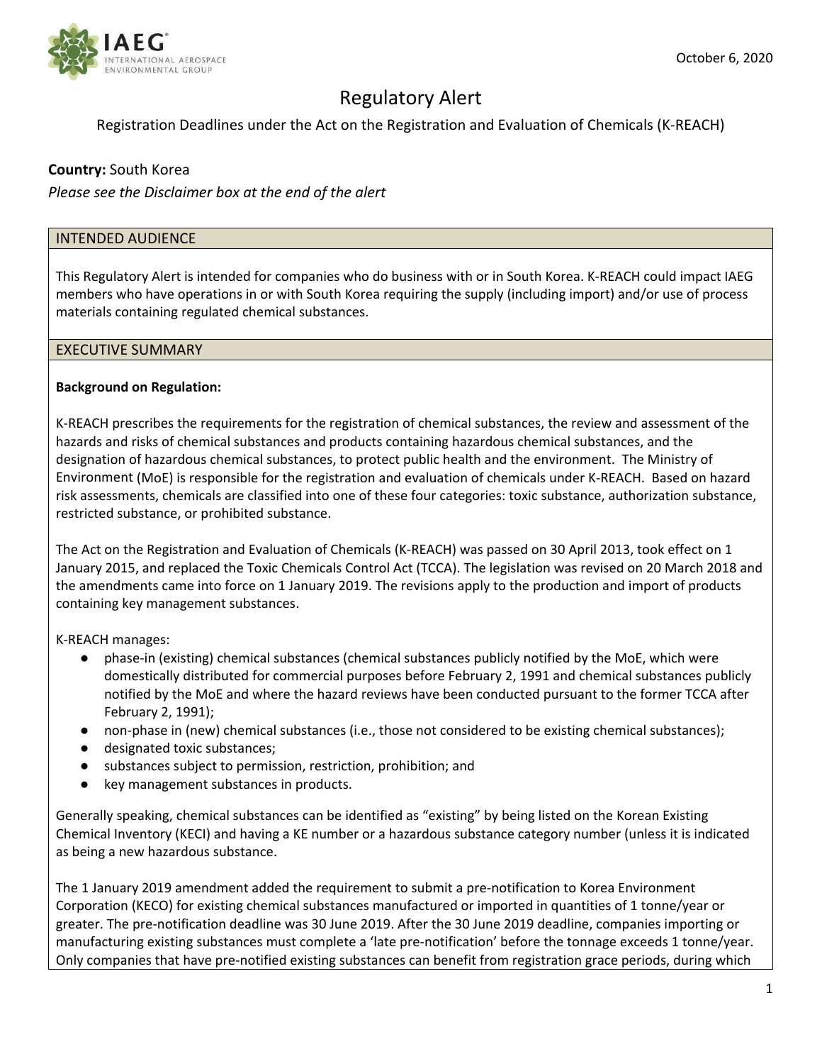October 6, 2020

# Regulatory Alert

Registration Deadlines under the Act on the Registration and Evaluation of Chemicals (K-REACH)

**Country:** South Korea

*Please see the Disclaimer box at the end of the alert*

## INTENDED AUDIENCE

This Regulatory Alert is intended for companies who do business with or in South Korea. K-REACH could impact IAEG members who have operations in or with South Korea requiring the supply (including import) and/or use of process materials containing regulated chemical substances.

## EXECUTIVE SUMMARY

**Background on Regulation:**

K-REACH prescribes the requirements for the registration of chemical substances, the review and assessment of the hazards and risks of chemical substances and products containing hazardous chemical substances, and the designation of hazardous chemical substances, to protect public health and the environment. The Ministry of Environment (MoE) is responsible for the registration and evaluation of chemicals under K-REACH. Based on hazard risk assessments, chemicals are classified into one of these four categories: toxic substance, authorization substance, restricted substance, or prohibited substance.

The Act on the Registration and Evaluation of Chemicals (K-REACH) was passed on 30 April 2013, took effect on 1 January 2015, and replaced the Toxic Chemicals Control Act (TCCA). The legislation was revised on 20 March 2018 and the amendments came into force on 1 January 2019. The revisions apply to the production and import of products containing key management substances.

K-REACH manages:

- phase-in (existing) chemical substances (chemical substances publicly notified by the MoE, which were domestically distributed for commercial purposes before February 2, 1991 and chemical substances publicly notified by the MoE and where the hazard reviews have been conducted pursuant to the former TCCA after February 2, 1991);
- non-phase in (new) chemical substances (i.e., those not considered to be existing chemical substances);
- designated toxic substances;
- substances subject to permission, restriction, prohibition; and
- key management substances in products.

Generally speaking, chemical substances can be identified as "existing" by being listed on the Korean Existing Chemical Inventory (KECI) and having a KE number or a hazardous substance category number (unless it is indicated as being a new hazardous substance.

The 1 January 2019 amendment added the requirement to submit a pre-notification to Korea Environment Corporation (KECO) for existing chemical substances manufactured or imported in quantities of 1 tonne/year or greater. The pre-notification deadline was 30 June 2019. After the 30 June 2019 deadline, companies importing or manufacturing existing substances must complete a 'late pre-notification' before the tonnage exceeds 1 tonne/year. Only companies that have pre-notified existing substances can benefit from registration grace periods, during which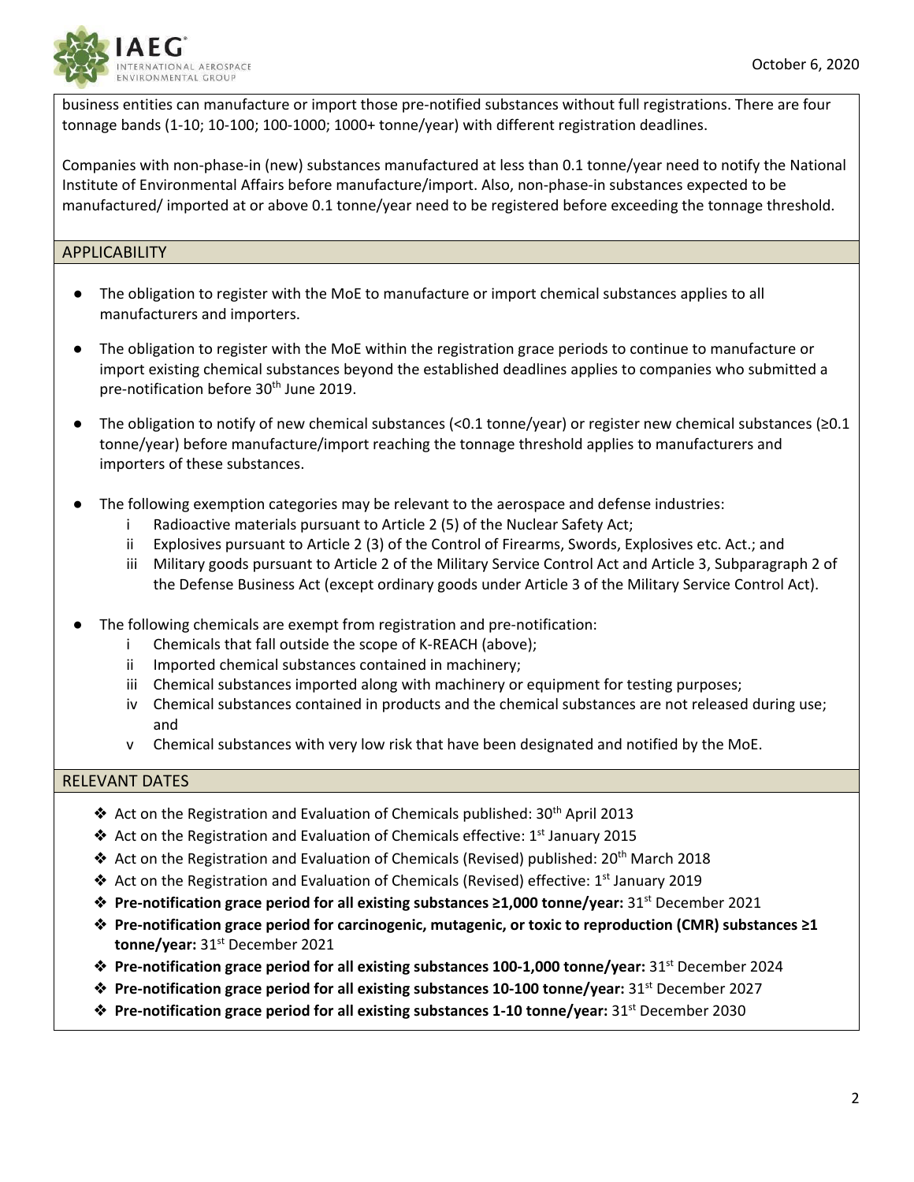business entities can manufacture or import those pre-notified substances without full registrations. There are four tonnage bands (1-10; 10-100; 100-1000; 1000+ tonne/year) with different registration deadlines.

Companies with non-phase-in (new) substances manufactured at less than 0.1 tonne/year need to notify the National Institute of Environmental Affairs before manufacture/import. Also, non-phase-in substances expected to be manufactured/ imported at or above 0.1 tonne/year need to be registered before exceeding the tonnage threshold.

## APPLICABILITY

- The obligation to register with the MoE to manufacture or import chemical substances applies to all manufacturers and importers.
- The obligation to register with the MoE within the registration grace periods to continue to manufacture or import existing chemical substances beyond the established deadlines applies to companies who submitted a pre-notification before 30th June 2019.
- The obligation to notify of new chemical substances (<0.1 tonne/year) or register new chemical substances (≥0.1 tonne/year) before manufacture/import reaching the tonnage threshold applies to manufacturers and importers of these substances.
- The following exemption categories may be relevant to the aerospace and defense industries:
  - i Radioactive materials pursuant to Article 2 (5) of the Nuclear Safety Act;
  - ii Explosives pursuant to Article 2 (3) of the Control of Firearms, Swords, Explosives etc. Act.; and
  - iii Military goods pursuant to Article 2 of the Military Service Control Act and Article 3, Subparagraph 2 of the Defense Business Act (except ordinary goods under Article 3 of the Military Service Control Act).
- The following chemicals are exempt from registration and pre-notification:
  - i Chemicals that fall outside the scope of K-REACH (above);
  - ii Imported chemical substances contained in machinery;
  - iii Chemical substances imported along with machinery or equipment for testing purposes;
  - iv Chemical substances contained in products and the chemical substances are not released during use; and
  - v Chemical substances with very low risk that have been designated and notified by the MoE.

## RELEVANT DATES

- Act on the Registration and Evaluation of Chemicals published: 30th April 2013
- Act on the Registration and Evaluation of Chemicals effective: 1st January 2015
- Act on the Registration and Evaluation of Chemicals (Revised) published: 20th March 2018
- Act on the Registration and Evaluation of Chemicals (Revised) effective: 1st January 2019
- **Pre-notification grace period for all existing substances ≥1,000 tonne/year:** 31st December 2021
- **Pre-notification grace period for carcinogenic, mutagenic, or toxic to reproduction (CMR) substances ≥1 tonne/year:** 31st December 2021
- **Pre-notification grace period for all existing substances 100-1,000 tonne/year:** 31st December 2024
- **Pre-notification grace period for all existing substances 10-100 tonne/year:** 31st December 2027
- **Pre-notification grace period for all existing substances 1-10 tonne/year:** 31st December 2030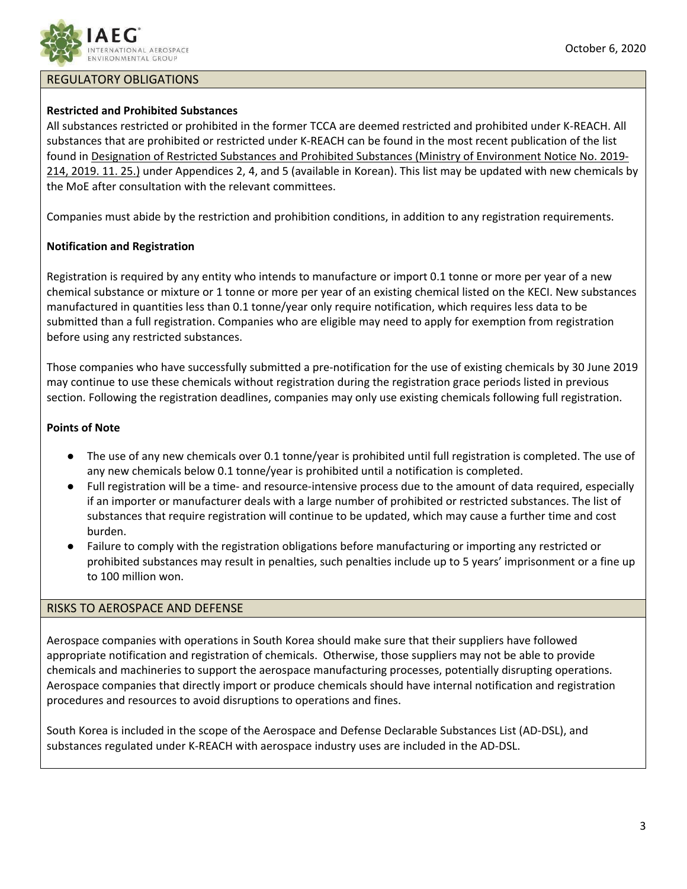## REGULATORY OBLIGATIONS

**Restricted and Prohibited Substances**

All substances restricted or prohibited in the former TCCA are deemed restricted and prohibited under K-REACH. All substances that are prohibited or restricted under K-REACH can be found in the most recent publication of the list found in Designation of Restricted Substances and Prohibited Substances (Ministry of Environment Notice No. 2019-214, 2019. 11. 25.) under Appendices 2, 4, and 5 (available in Korean). This list may be updated with new chemicals by the MoE after consultation with the relevant committees.

Companies must abide by the restriction and prohibition conditions, in addition to any registration requirements.

**Notification and Registration**

Registration is required by any entity who intends to manufacture or import 0.1 tonne or more per year of a new chemical substance or mixture or 1 tonne or more per year of an existing chemical listed on the KECI. New substances manufactured in quantities less than 0.1 tonne/year only require notification, which requires less data to be submitted than a full registration. Companies who are eligible may need to apply for exemption from registration before using any restricted substances.

Those companies who have successfully submitted a pre-notification for the use of existing chemicals by 30 June 2019 may continue to use these chemicals without registration during the registration grace periods listed in previous section. Following the registration deadlines, companies may only use existing chemicals following full registration.

**Points of Note**

- The use of any new chemicals over 0.1 tonne/year is prohibited until full registration is completed. The use of any new chemicals below 0.1 tonne/year is prohibited until a notification is completed.
- Full registration will be a time- and resource-intensive process due to the amount of data required, especially if an importer or manufacturer deals with a large number of prohibited or restricted substances. The list of substances that require registration will continue to be updated, which may cause a further time and cost burden.
- Failure to comply with the registration obligations before manufacturing or importing any restricted or prohibited substances may result in penalties, such penalties include up to 5 years' imprisonment or a fine up to 100 million won.

## RISKS TO AEROSPACE AND DEFENSE

Aerospace companies with operations in South Korea should make sure that their suppliers have followed appropriate notification and registration of chemicals. Otherwise, those suppliers may not be able to provide chemicals and machineries to support the aerospace manufacturing processes, potentially disrupting operations. Aerospace companies that directly import or produce chemicals should have internal notification and registration procedures and resources to avoid disruptions to operations and fines.

South Korea is included in the scope of the Aerospace and Defense Declarable Substances List (AD-DSL), and substances regulated under K-REACH with aerospace industry uses are included in the AD-DSL.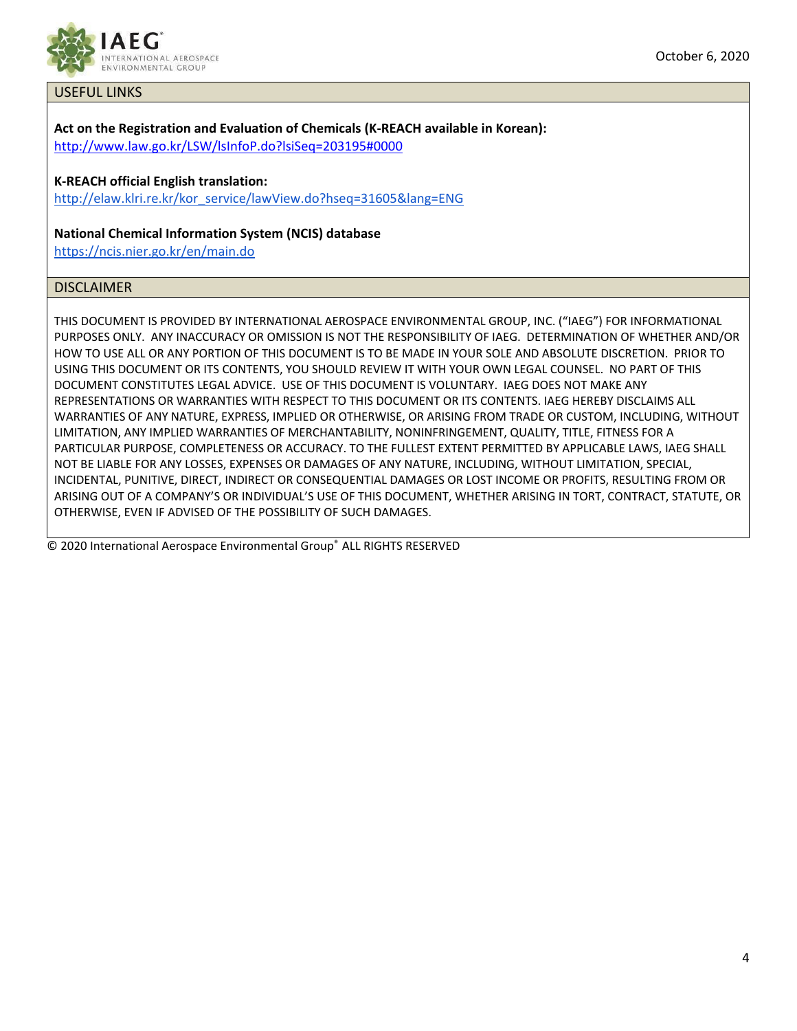## USEFUL LINKS

**Act on the Registration and Evaluation of Chemicals (K-REACH available in Korean):**
http://www.law.go.kr/LSW/lsInfoP.do?lsiSeq=203195#0000

**K-REACH official English translation:**
http://elaw.klri.re.kr/kor_service/lawView.do?hseq=31605&lang=ENG

**National Chemical Information System (NCIS) database**
https://ncis.nier.go.kr/en/main.do

## DISCLAIMER

THIS DOCUMENT IS PROVIDED BY INTERNATIONAL AEROSPACE ENVIRONMENTAL GROUP, INC. ("IAEG") FOR INFORMATIONAL PURPOSES ONLY. ANY INACCURACY OR OMISSION IS NOT THE RESPONSIBILITY OF IAEG. DETERMINATION OF WHETHER AND/OR HOW TO USE ALL OR ANY PORTION OF THIS DOCUMENT IS TO BE MADE IN YOUR SOLE AND ABSOLUTE DISCRETION. PRIOR TO USING THIS DOCUMENT OR ITS CONTENTS, YOU SHOULD REVIEW IT WITH YOUR OWN LEGAL COUNSEL. NO PART OF THIS DOCUMENT CONSTITUTES LEGAL ADVICE. USE OF THIS DOCUMENT IS VOLUNTARY. IAEG DOES NOT MAKE ANY REPRESENTATIONS OR WARRANTIES WITH RESPECT TO THIS DOCUMENT OR ITS CONTENTS. IAEG HEREBY DISCLAIMS ALL WARRANTIES OF ANY NATURE, EXPRESS, IMPLIED OR OTHERWISE, OR ARISING FROM TRADE OR CUSTOM, INCLUDING, WITHOUT LIMITATION, ANY IMPLIED WARRANTIES OF MERCHANTABILITY, NONINFRINGEMENT, QUALITY, TITLE, FITNESS FOR A PARTICULAR PURPOSE, COMPLETENESS OR ACCURACY. TO THE FULLEST EXTENT PERMITTED BY APPLICABLE LAWS, IAEG SHALL NOT BE LIABLE FOR ANY LOSSES, EXPENSES OR DAMAGES OF ANY NATURE, INCLUDING, WITHOUT LIMITATION, SPECIAL, INCIDENTAL, PUNITIVE, DIRECT, INDIRECT OR CONSEQUENTIAL DAMAGES OR LOST INCOME OR PROFITS, RESULTING FROM OR ARISING OUT OF A COMPANY'S OR INDIVIDUAL'S USE OF THIS DOCUMENT, WHETHER ARISING IN TORT, CONTRACT, STATUTE, OR OTHERWISE, EVEN IF ADVISED OF THE POSSIBILITY OF SUCH DAMAGES.

© 2020 International Aerospace Environmental Group® ALL RIGHTS RESERVED